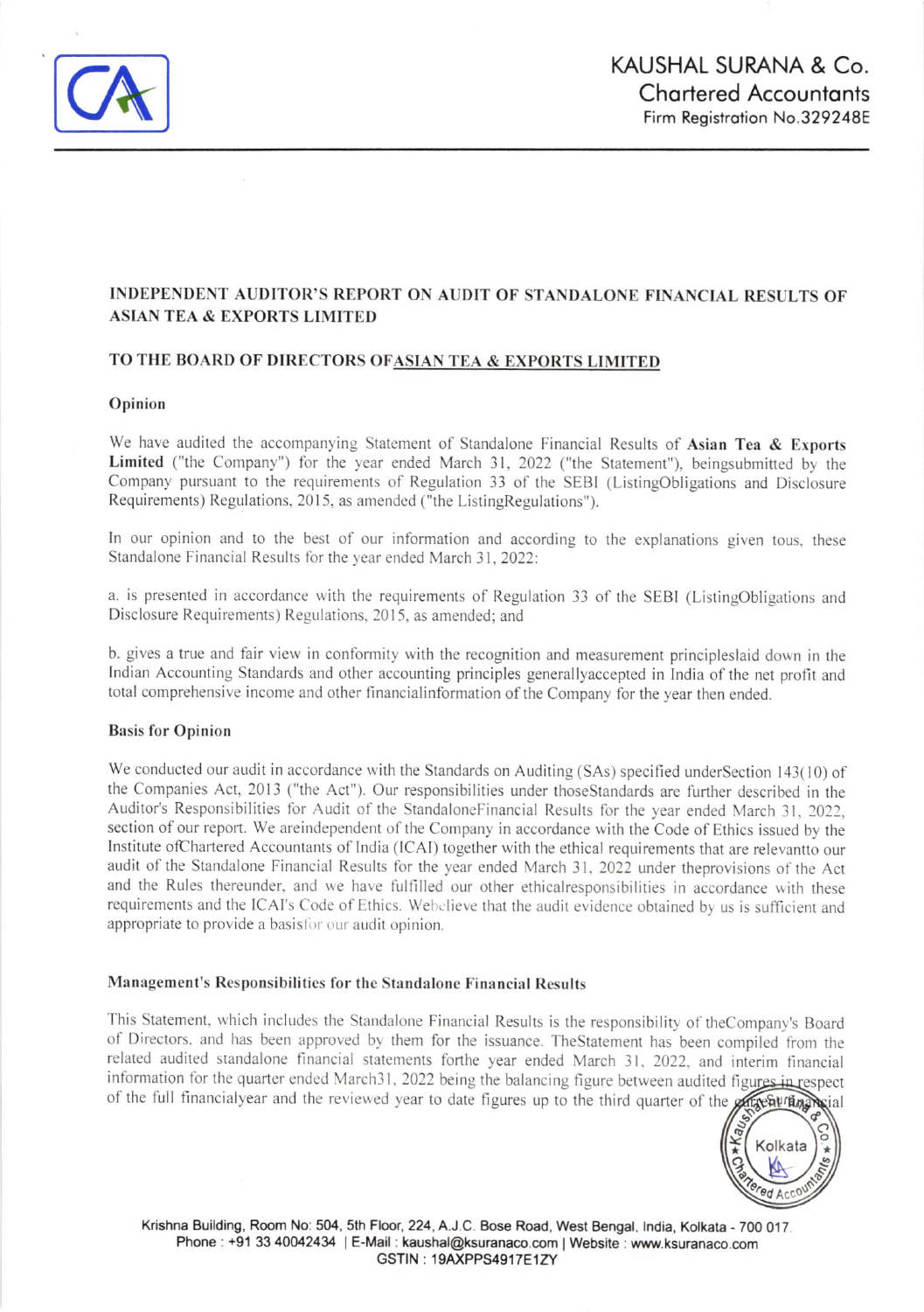KAUSHAL SURANA & Co.
Chartered Accountants
Firm Registration No.329248E

## INDEPENDENT AUDITOR'S REPORT ON AUDIT OF STANDALONE FINANCIAL RESULTS OF ASIAN TEA & EXPORTS LIMITED

### TO THE BOARD OF DIRECTORS OFASIAN TEA & EXPORTS LIMITED

#### Opinion

We have audited the accompanying Statement of Standalone Financial Results of **Asian Tea & Exports Limited** ("the Company") for the year ended March 31, 2022 ("the Statement"), beingsubmitted by the Company pursuant to the requirements of Regulation 33 of the SEBI (ListingObligations and Disclosure Requirements) Regulations, 2015, as amended ("the ListingRegulations").

In our opinion and to the best of our information and according to the explanations given tous, these Standalone Financial Results for the year ended March 31, 2022:

a. is presented in accordance with the requirements of Regulation 33 of the SEBI (ListingObligations and Disclosure Requirements) Regulations, 2015, as amended; and

b. gives a true and fair view in conformity with the recognition and measurement principleslaid down in the Indian Accounting Standards and other accounting principles generallyaccepted in India of the net profit and total comprehensive income and other financialinformation of the Company for the year then ended.

#### Basis for Opinion

We conducted our audit in accordance with the Standards on Auditing (SAs) specified underSection 143(10) of the Companies Act, 2013 ("the Act"). Our responsibilities under thoseStandards are further described in the Auditor's Responsibilities for Audit of the StandaloneFinancial Results for the year ended March 31, 2022, section of our report. We areindependent of the Company in accordance with the Code of Ethics issued by the Institute ofChartered Accountants of India (ICAI) together with the ethical requirements that are relevantto our audit of the Standalone Financial Results for the year ended March 31, 2022 under theprovisions of the Act and the Rules thereunder, and we have fulfilled our other ethicalresponsibilities in accordance with these requirements and the ICAI's Code of Ethics. Webelieve that the audit evidence obtained by us is sufficient and appropriate to provide a basisfor our audit opinion.

#### Management's Responsibilities for the Standalone Financial Results

This Statement, which includes the Standalone Financial Results is the responsibility of theCompany's Board of Directors, and has been approved by them for the issuance. TheStatement has been compiled from the related audited standalone financial statements forthe year ended March 31, 2022, and interim financial information for the quarter ended March31, 2022 being the balancing figure between audited figures in respect of the full financialyear and the reviewed year to date figures up to the third quarter of the current financial

Krishna Building, Room No: 504, 5th Floor, 224, A.J.C. Bose Road, West Bengal, India, Kolkata - 700 017.
Phone : +91 33 40042434 | E-Mail : kaushal@ksuranaco.com | Website : www.ksuranaco.com
GSTIN : 19AXPPS4917E1ZY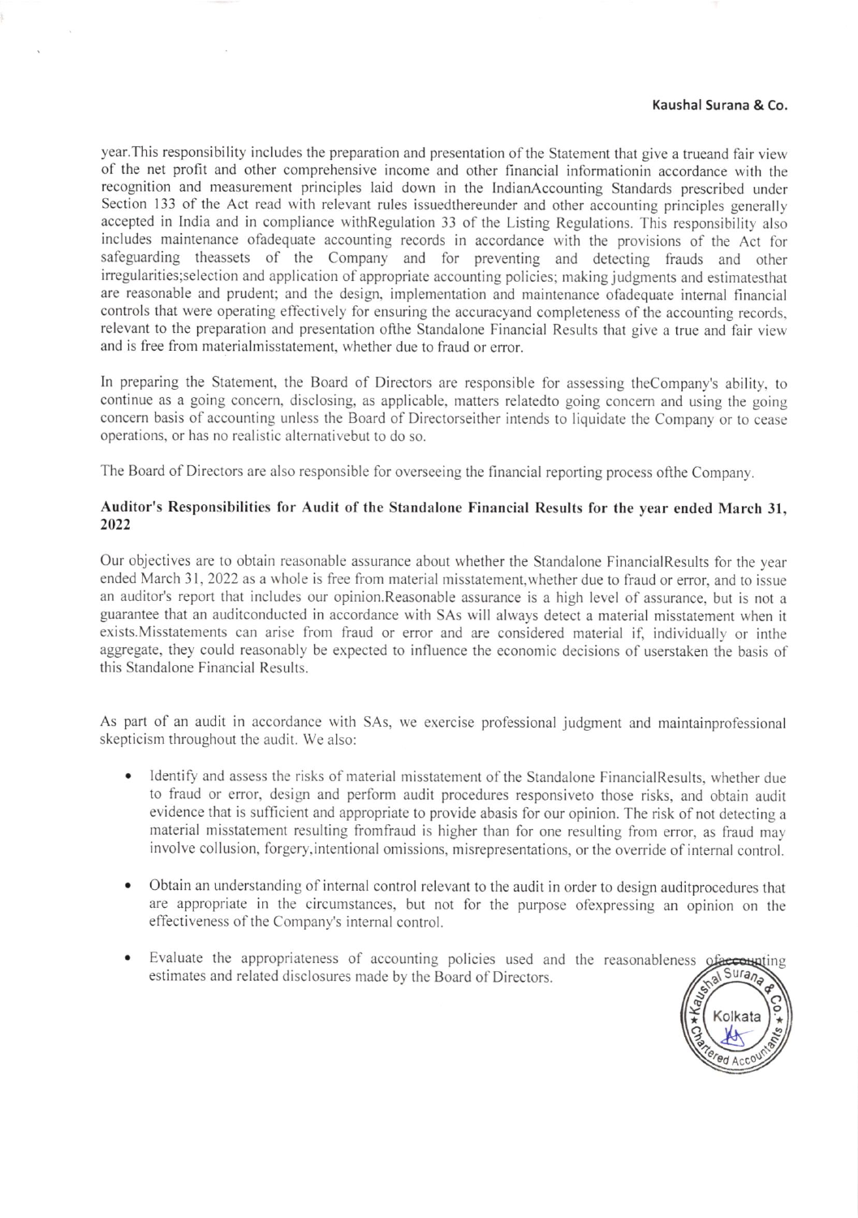year.This responsibility includes the preparation and presentation of the Statement that give a trueand fair view of the net profit and other comprehensive income and other financial informationin accordance with the recognition and measurement principles laid down in the IndianAccounting Standards prescribed under Section 133 of the Act read with relevant rules issuedthereunder and other accounting principles generally accepted in India and in compliance withRegulation 33 of the Listing Regulations. This responsibility also includes maintenance ofadequate accounting records in accordance with the provisions of the Act for safeguarding theassets of the Company and for preventing and detecting frauds and other irregularities;selection and application of appropriate accounting policies; making judgments and estimatesthat are reasonable and prudent; and the design, implementation and maintenance ofadequate internal financial controls that were operating effectively for ensuring the accuracyand completeness of the accounting records, relevant to the preparation and presentation ofthe Standalone Financial Results that give a true and fair view and is free from materialmisstatement, whether due to fraud or error.

In preparing the Statement, the Board of Directors are responsible for assessing theCompany's ability, to continue as a going concern, disclosing, as applicable, matters relatedto going concern and using the going concern basis of accounting unless the Board of Directorseither intends to liquidate the Company or to cease operations, or has no realistic alternativebut to do so.

The Board of Directors are also responsible for overseeing the financial reporting process ofthe Company.

**Auditor's Responsibilities for Audit of the Standalone Financial Results for the year ended March 31, 2022**

Our objectives are to obtain reasonable assurance about whether the Standalone FinancialResults for the year ended March 31, 2022 as a whole is free from material misstatement,whether due to fraud or error, and to issue an auditor's report that includes our opinion.Reasonable assurance is a high level of assurance, but is not a guarantee that an auditconducted in accordance with SAs will always detect a material misstatement when it exists.Misstatements can arise from fraud or error and are considered material if, individually or inthe aggregate, they could reasonably be expected to influence the economic decisions of userstaken the basis of this Standalone Financial Results.

As part of an audit in accordance with SAs, we exercise professional judgment and maintainprofessional skepticism throughout the audit. We also:

- Identify and assess the risks of material misstatement of the Standalone FinancialResults, whether due to fraud or error, design and perform audit procedures responsiveto those risks, and obtain audit evidence that is sufficient and appropriate to provide abasis for our opinion. The risk of not detecting a material misstatement resulting fromfraud is higher than for one resulting from error, as fraud may involve collusion, forgery,intentional omissions, misrepresentations, or the override of internal control.

- Obtain an understanding of internal control relevant to the audit in order to design auditprocedures that are appropriate in the circumstances, but not for the purpose ofexpressing an opinion on the effectiveness of the Company's internal control.

- Evaluate the appropriateness of accounting policies used and the reasonableness of accounting estimates and related disclosures made by the Board of Directors.